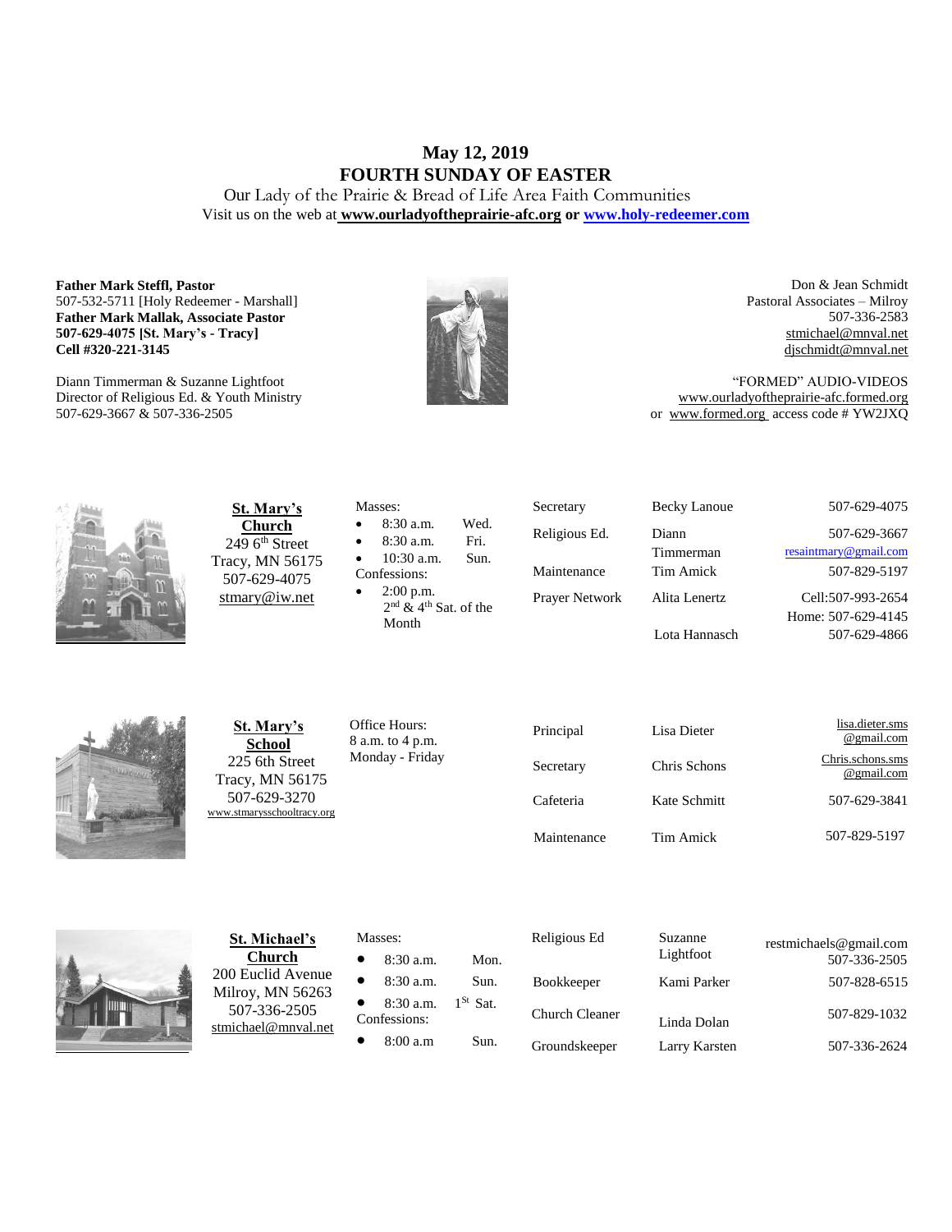# May 12, 2019
# FOURTH SUNDAY OF EASTER

Our Lady of the Prairie & Bread of Life Area Faith Communities
Visit us on the web at **www.ourladyoftheprairie-afc.org** or **www.holy-redeemer.com**

**Father Mark Steffl, Pastor**
507-532-5711 [Holy Redeemer - Marshall]
**Father Mark Mallak, Associate Pastor**
**507-629-4075 [St. Mary's - Tracy]**
**Cell #320-221-3145**

Diann Timmerman & Suzanne Lightfoot
Director of Religious Ed. & Youth Ministry
507-629-3667 & 507-336-2505

Don & Jean Schmidt
Pastoral Associates – Milroy
507-336-2583
stmichael@mnval.net
djschmidt@mnval.net

"FORMED" AUDIO-VIDEOS
www.ourladyoftheprairie-afc.formed.org
or www.formed.org access code # YW2JXQ

## St. Mary's Church

249 6th Street
Tracy, MN 56175
507-629-4075
stmary@iw.net

Masses:
- 8:30 a.m. Wed.
- 8:30 a.m. Fri.
- 10:30 a.m. Sun.

Confessions:
- 2:00 p.m. 2nd & 4th Sat. of the Month

| | | |
|---|---|---|
| Secretary | Becky Lanoue | 507-629-4075 |
| Religious Ed. | Diann Timmerman | 507-629-3667 resaintmary@gmail.com |
| Maintenance | Tim Amick | 507-829-5197 |
| Prayer Network | Alita Lenertz | Cell:507-993-2654 Home: 507-629-4145 |
| | Lota Hannasch | 507-629-4866 |

## St. Mary's School

225 6th Street
Tracy, MN 56175
507-629-3270
www.stmarysschooltracy.org

Office Hours:
8 a.m. to 4 p.m.
Monday - Friday

| | | |
|---|---|---|
| Principal | Lisa Dieter | lisa.dieter.sms@gmail.com |
| Secretary | Chris Schons | Chris.schons.sms@gmail.com |
| Cafeteria | Kate Schmitt | 507-629-3841 |
| Maintenance | Tim Amick | 507-829-5197 |

## St. Michael's Church

200 Euclid Avenue
Milroy, MN 56263
507-336-2505
stmichael@mnval.net

Masses:
- 8:30 a.m. Mon.
- 8:30 a.m. Sun.
- 8:30 a.m. 1St Sat.

Confessions:
- 8:00 a.m Sun.

| | | |
|---|---|---|
| Religious Ed | Suzanne Lightfoot | restmichaels@gmail.com 507-336-2505 |
| Bookkeeper | Kami Parker | 507-828-6515 |
| Church Cleaner | Linda Dolan | 507-829-1032 |
| Groundskeeper | Larry Karsten | 507-336-2624 |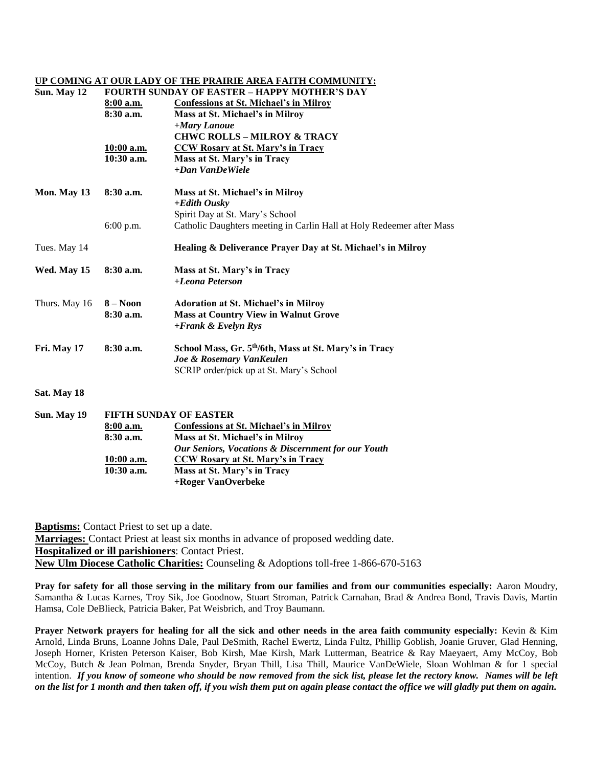**<u>UP COMING AT OUR LADY OF THE PRAIRIE AREA FAITH COMMUNITY:</u>**

| | | |
|---|---|---|
| **Sun. May 12** | **FOURTH SUNDAY OF EASTER – HAPPY MOTHER'S DAY** | |
| | **<u>8:00 a.m.</u>** | **<u>Confessions at St. Michael's in Milroy</u>** |
| | **8:30 a.m.** | **Mass at St. Michael's in Milroy** |
| | | ***+Mary Lanoue*** |
| | | **CHWC ROLLS – MILROY & TRACY** |
| | **<u>10:00 a.m.</u>** | **<u>CCW Rosary at St. Mary's in Tracy</u>** |
| | **10:30 a.m.** | **Mass at St. Mary's in Tracy** |
| | | ***+Dan VanDeWiele*** |
| **Mon. May 13** | **8:30 a.m.** | **Mass at St. Michael's in Milroy** |
| | | ***+Edith Ousky*** |
| | | Spirit Day at St. Mary's School |
| | 6:00 p.m. | Catholic Daughters meeting in Carlin Hall at Holy Redeemer after Mass |
| Tues. May 14 | | **Healing & Deliverance Prayer Day at St. Michael's in Milroy** |
| **Wed. May 15** | **8:30 a.m.** | **Mass at St. Mary's in Tracy** |
| | | ***+Leona Peterson*** |
| Thurs. May 16 | **8 – Noon** | **Adoration at St. Michael's in Milroy** |
| | **8:30 a.m.** | **Mass at Country View in Walnut Grove** |
| | | ***+Frank & Evelyn Rys*** |
| **Fri. May 17** | **8:30 a.m.** | **School Mass, Gr. 5th/6th, Mass at St. Mary's in Tracy** |
| | | ***Joe & Rosemary VanKeulen*** |
| | | SCRIP order/pick up at St. Mary's School |
| **Sat. May 18** | | |
| **Sun. May 19** | **FIFTH SUNDAY OF EASTER** | |
| | **<u>8:00 a.m.</u>** | **<u>Confessions at St. Michael's in Milroy</u>** |
| | **8:30 a.m.** | **Mass at St. Michael's in Milroy** |
| | | ***Our Seniors, Vocations & Discernment for our Youth*** |
| | **<u>10:00 a.m.</u>** | **<u>CCW Rosary at St. Mary's in Tracy</u>** |
| | **10:30 a.m.** | **Mass at St. Mary's in Tracy** |
| | | **+Roger VanOverbeke** |

**<u>Baptisms:</u>** Contact Priest to set up a date.
**<u>Marriages:</u>** Contact Priest at least six months in advance of proposed wedding date.
**<u>Hospitalized or ill parishioners</u>**: Contact Priest.
**<u>New Ulm Diocese Catholic Charities:</u>** Counseling & Adoptions toll-free 1-866-670-5163

**Pray for safety for all those serving in the military from our families and from our communities especially:** Aaron Moudry, Samantha & Lucas Karnes, Troy Sik, Joe Goodnow, Stuart Stroman, Patrick Carnahan, Brad & Andrea Bond, Travis Davis, Martin Hamsa, Cole DeBlieck, Patricia Baker, Pat Weisbrich, and Troy Baumann.

**Prayer Network prayers for healing for all the sick and other needs in the area faith community especially:** Kevin & Kim Arnold, Linda Bruns, Loanne Johns Dale, Paul DeSmith, Rachel Ewertz, Linda Fultz, Phillip Goblish, Joanie Gruver, Glad Henning, Joseph Horner, Kristen Peterson Kaiser, Bob Kirsh, Mae Kirsh, Mark Lutterman, Beatrice & Ray Maeyaert, Amy McCoy, Bob McCoy, Butch & Jean Polman, Brenda Snyder, Bryan Thill, Lisa Thill, Maurice VanDeWiele, Sloan Wohlman & for 1 special intention. ***If you know of someone who should be now removed from the sick list, please let the rectory know. Names will be left on the list for 1 month and then taken off, if you wish them put on again please contact the office we will gladly put them on again.***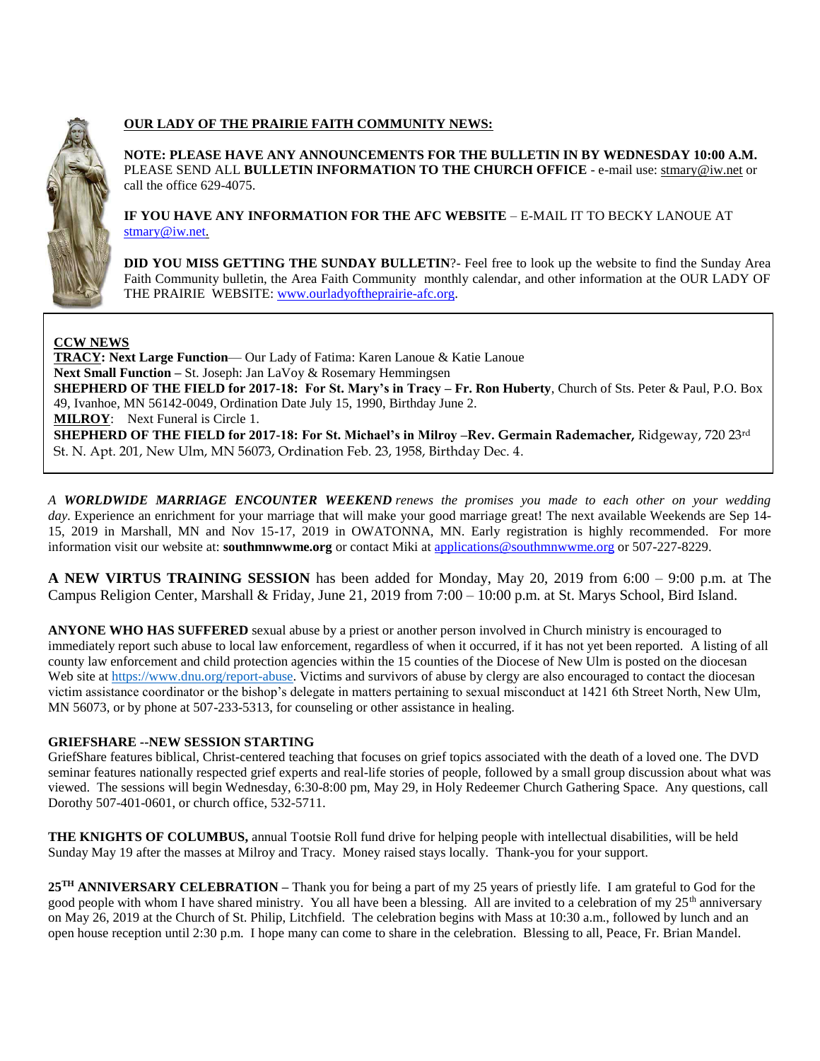**OUR LADY OF THE PRAIRIE FAITH COMMUNITY NEWS:**

**NOTE: PLEASE HAVE ANY ANNOUNCEMENTS FOR THE BULLETIN IN BY WEDNESDAY 10:00 A.M.** PLEASE SEND ALL **BULLETIN INFORMATION TO THE CHURCH OFFICE** - e-mail use: stmary@iw.net or call the office 629-4075.

**IF YOU HAVE ANY INFORMATION FOR THE AFC WEBSITE** – E-MAIL IT TO BECKY LANOUE AT stmary@iw.net.

**DID YOU MISS GETTING THE SUNDAY BULLETIN**?- Feel free to look up the website to find the Sunday Area Faith Community bulletin, the Area Faith Community monthly calendar, and other information at the OUR LADY OF THE PRAIRIE WEBSITE: www.ourladyoftheprairie-afc.org.

**CCW NEWS**

**TRACY: Next Large Function**— Our Lady of Fatima: Karen Lanoue & Katie Lanoue

**Next Small Function –** St. Joseph: Jan LaVoy & Rosemary Hemmingsen

**SHEPHERD OF THE FIELD for 2017-18: For St. Mary's in Tracy – Fr. Ron Huberty**, Church of Sts. Peter & Paul, P.O. Box 49, Ivanhoe, MN 56142-0049, Ordination Date July 15, 1990, Birthday June 2.

**MILROY**: Next Funeral is Circle 1.

**SHEPHERD OF THE FIELD for 2017-18: For St. Michael's in Milroy –Rev. Germain Rademacher,** Ridgeway, 720 23rd St. N. Apt. 201, New Ulm, MN 56073, Ordination Feb. 23, 1958, Birthday Dec. 4.

*A **WORLDWIDE MARRIAGE ENCOUNTER WEEKEND** renews the promises you made to each other on your wedding day*. Experience an enrichment for your marriage that will make your good marriage great! The next available Weekends are Sep 14-15, 2019 in Marshall, MN and Nov 15-17, 2019 in OWATONNA, MN. Early registration is highly recommended. For more information visit our website at: **southmnwwme.org** or contact Miki at applications@southmnwwme.org or 507-227-8229.

**A NEW VIRTUS TRAINING SESSION** has been added for Monday, May 20, 2019 from 6:00 – 9:00 p.m. at The Campus Religion Center, Marshall & Friday, June 21, 2019 from 7:00 – 10:00 p.m. at St. Marys School, Bird Island.

**ANYONE WHO HAS SUFFERED** sexual abuse by a priest or another person involved in Church ministry is encouraged to immediately report such abuse to local law enforcement, regardless of when it occurred, if it has not yet been reported. A listing of all county law enforcement and child protection agencies within the 15 counties of the Diocese of New Ulm is posted on the diocesan Web site at https://www.dnu.org/report-abuse. Victims and survivors of abuse by clergy are also encouraged to contact the diocesan victim assistance coordinator or the bishop's delegate in matters pertaining to sexual misconduct at 1421 6th Street North, New Ulm, MN 56073, or by phone at 507-233-5313, for counseling or other assistance in healing.

**GRIEFSHARE --NEW SESSION STARTING**

GriefShare features biblical, Christ-centered teaching that focuses on grief topics associated with the death of a loved one. The DVD seminar features nationally respected grief experts and real-life stories of people, followed by a small group discussion about what was viewed. The sessions will begin Wednesday, 6:30-8:00 pm, May 29, in Holy Redeemer Church Gathering Space. Any questions, call Dorothy 507-401-0601, or church office, 532-5711.

**THE KNIGHTS OF COLUMBUS,** annual Tootsie Roll fund drive for helping people with intellectual disabilities, will be held Sunday May 19 after the masses at Milroy and Tracy. Money raised stays locally. Thank-you for your support.

**25TH ANNIVERSARY CELEBRATION –** Thank you for being a part of my 25 years of priestly life. I am grateful to God for the good people with whom I have shared ministry. You all have been a blessing. All are invited to a celebration of my 25th anniversary on May 26, 2019 at the Church of St. Philip, Litchfield. The celebration begins with Mass at 10:30 a.m., followed by lunch and an open house reception until 2:30 p.m. I hope many can come to share in the celebration. Blessing to all, Peace, Fr. Brian Mandel.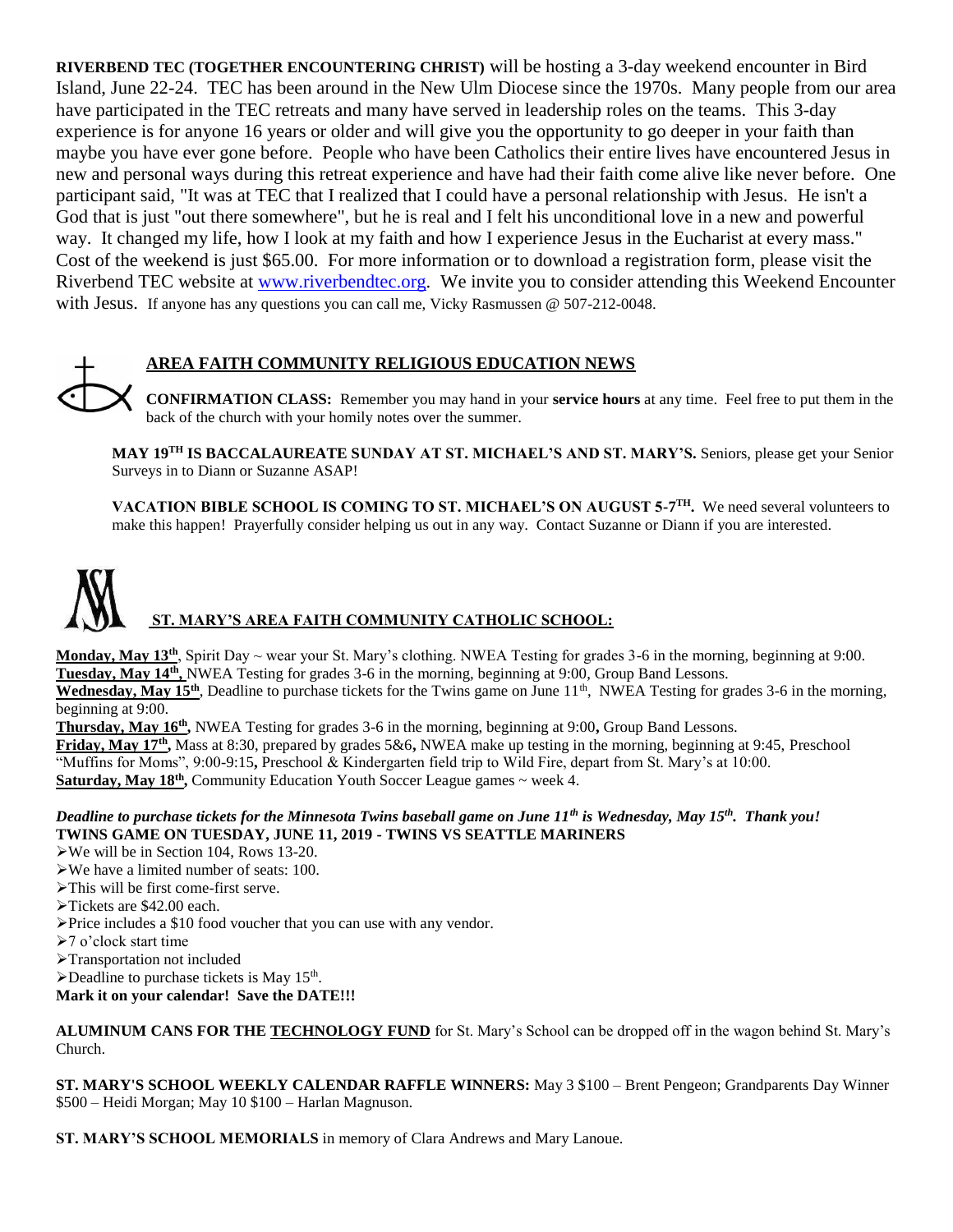**RIVERBEND TEC (TOGETHER ENCOUNTERING CHRIST)** will be hosting a 3-day weekend encounter in Bird Island, June 22-24. TEC has been around in the New Ulm Diocese since the 1970s. Many people from our area have participated in the TEC retreats and many have served in leadership roles on the teams. This 3-day experience is for anyone 16 years or older and will give you the opportunity to go deeper in your faith than maybe you have ever gone before. People who have been Catholics their entire lives have encountered Jesus in new and personal ways during this retreat experience and have had their faith come alive like never before. One participant said, "It was at TEC that I realized that I could have a personal relationship with Jesus. He isn't a God that is just "out there somewhere", but he is real and I felt his unconditional love in a new and powerful way. It changed my life, how I look at my faith and how I experience Jesus in the Eucharist at every mass." Cost of the weekend is just $65.00. For more information or to download a registration form, please visit the Riverbend TEC website at www.riverbendtec.org. We invite you to consider attending this Weekend Encounter with Jesus. If anyone has any questions you can call me, Vicky Rasmussen @ 507-212-0048.

## AREA FAITH COMMUNITY RELIGIOUS EDUCATION NEWS

**CONFIRMATION CLASS:** Remember you may hand in your **service hours** at any time. Feel free to put them in the back of the church with your homily notes over the summer.

**MAY 19TH IS BACCALAUREATE SUNDAY AT ST. MICHAEL'S AND ST. MARY'S.** Seniors, please get your Senior Surveys in to Diann or Suzanne ASAP!

**VACATION BIBLE SCHOOL IS COMING TO ST. MICHAEL'S ON AUGUST 5-7TH.** We need several volunteers to make this happen! Prayerfully consider helping us out in any way. Contact Suzanne or Diann if you are interested.

## ST. MARY'S AREA FAITH COMMUNITY CATHOLIC SCHOOL:

**Monday, May 13th**, Spirit Day ~ wear your St. Mary's clothing. NWEA Testing for grades 3-6 in the morning, beginning at 9:00.
**Tuesday, May 14th**, NWEA Testing for grades 3-6 in the morning, beginning at 9:00, Group Band Lessons.
**Wednesday, May 15th**, Deadline to purchase tickets for the Twins game on June 11th, NWEA Testing for grades 3-6 in the morning, beginning at 9:00.
**Thursday, May 16th**, NWEA Testing for grades 3-6 in the morning, beginning at 9:00**,** Group Band Lessons.
**Friday, May 17th**, Mass at 8:30, prepared by grades 5&6**,** NWEA make up testing in the morning, beginning at 9:45, Preschool "Muffins for Moms", 9:00-9:15**,** Preschool & Kindergarten field trip to Wild Fire, depart from St. Mary's at 10:00.
**Saturday, May 18th**, Community Education Youth Soccer League games ~ week 4.

***Deadline to purchase tickets for the Minnesota Twins baseball game on June 11th is Wednesday, May 15th. Thank you!***
**TWINS GAME ON TUESDAY, JUNE 11, 2019 - TWINS VS SEATTLE MARINERS**
- We will be in Section 104, Rows 13-20.
- We have a limited number of seats: 100.
- This will be first come-first serve.
- Tickets are $42.00 each.
- Price includes a $10 food voucher that you can use with any vendor.
- 7 o'clock start time
- Transportation not included
- Deadline to purchase tickets is May 15th.

**Mark it on your calendar! Save the DATE!!!**

**ALUMINUM CANS FOR THE TECHNOLOGY FUND** for St. Mary's School can be dropped off in the wagon behind St. Mary's Church.

**ST. MARY'S SCHOOL WEEKLY CALENDAR RAFFLE WINNERS:** May 3 $100 – Brent Pengeon; Grandparents Day Winner $500 – Heidi Morgan; May 10 $100 – Harlan Magnuson.

**ST. MARY'S SCHOOL MEMORIALS** in memory of Clara Andrews and Mary Lanoue.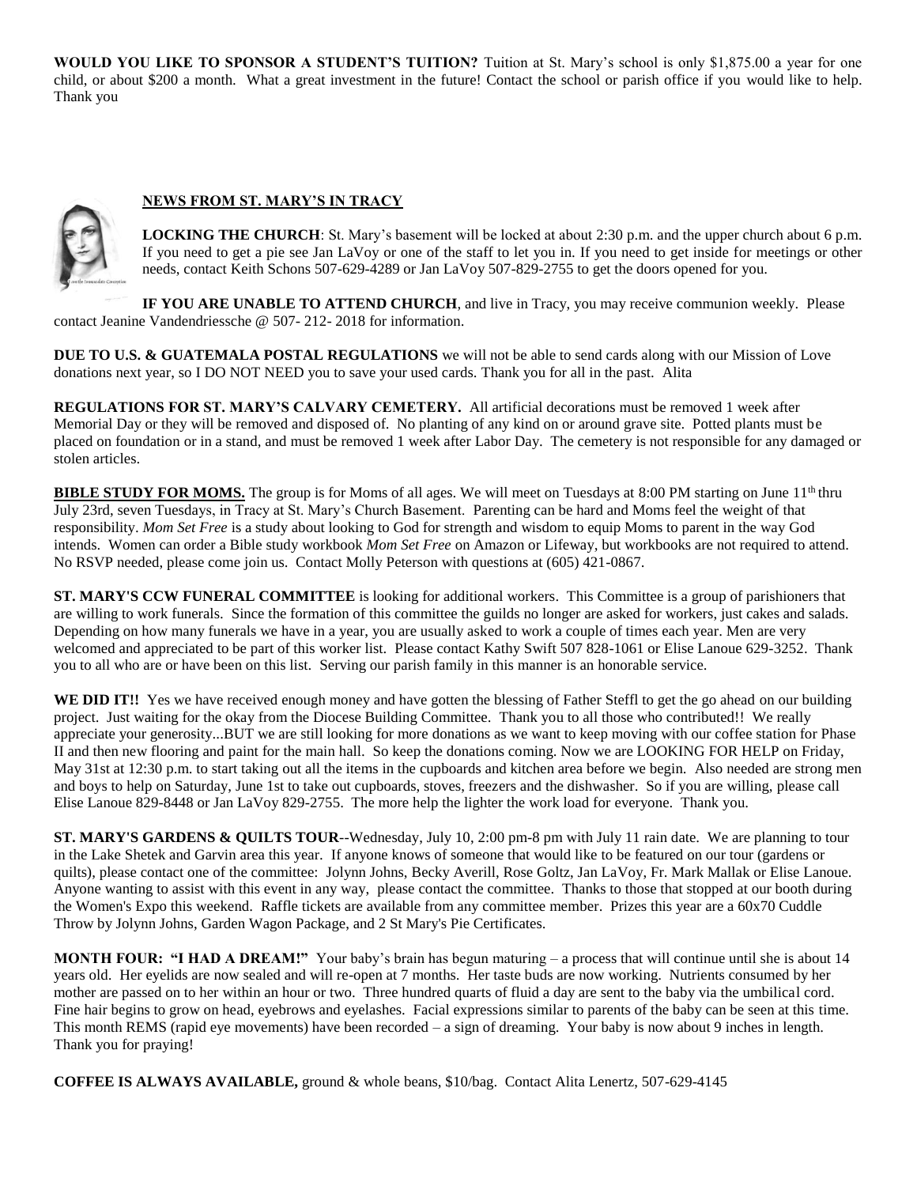**WOULD YOU LIKE TO SPONSOR A STUDENT'S TUITION?** Tuition at St. Mary's school is only $1,875.00 a year for one child, or about $200 a month. What a great investment in the future! Contact the school or parish office if you would like to help. Thank you

## NEWS FROM ST. MARY'S IN TRACY

**LOCKING THE CHURCH**: St. Mary's basement will be locked at about 2:30 p.m. and the upper church about 6 p.m. If you need to get a pie see Jan LaVoy or one of the staff to let you in. If you need to get inside for meetings or other needs, contact Keith Schons 507-629-4289 or Jan LaVoy 507-829-2755 to get the doors opened for you.

**IF YOU ARE UNABLE TO ATTEND CHURCH**, and live in Tracy, you may receive communion weekly. Please contact Jeanine Vandendriessche @ 507- 212- 2018 for information.

**DUE TO U.S. & GUATEMALA POSTAL REGULATIONS** we will not be able to send cards along with our Mission of Love donations next year, so I DO NOT NEED you to save your used cards. Thank you for all in the past. Alita

**REGULATIONS FOR ST. MARY'S CALVARY CEMETERY.** All artificial decorations must be removed 1 week after Memorial Day or they will be removed and disposed of. No planting of any kind on or around grave site. Potted plants must be placed on foundation or in a stand, and must be removed 1 week after Labor Day. The cemetery is not responsible for any damaged or stolen articles.

**BIBLE STUDY FOR MOMS.** The group is for Moms of all ages. We will meet on Tuesdays at 8:00 PM starting on June 11th thru July 23rd, seven Tuesdays, in Tracy at St. Mary's Church Basement. Parenting can be hard and Moms feel the weight of that responsibility. *Mom Set Free* is a study about looking to God for strength and wisdom to equip Moms to parent in the way God intends. Women can order a Bible study workbook *Mom Set Free* on Amazon or Lifeway, but workbooks are not required to attend. No RSVP needed, please come join us. Contact Molly Peterson with questions at (605) 421-0867.

**ST. MARY'S CCW FUNERAL COMMITTEE** is looking for additional workers. This Committee is a group of parishioners that are willing to work funerals. Since the formation of this committee the guilds no longer are asked for workers, just cakes and salads. Depending on how many funerals we have in a year, you are usually asked to work a couple of times each year. Men are very welcomed and appreciated to be part of this worker list. Please contact Kathy Swift 507 828-1061 or Elise Lanoue 629-3252. Thank you to all who are or have been on this list. Serving our parish family in this manner is an honorable service.

**WE DID IT!!** Yes we have received enough money and have gotten the blessing of Father Steffl to get the go ahead on our building project. Just waiting for the okay from the Diocese Building Committee. Thank you to all those who contributed!! We really appreciate your generosity...BUT we are still looking for more donations as we want to keep moving with our coffee station for Phase II and then new flooring and paint for the main hall. So keep the donations coming. Now we are LOOKING FOR HELP on Friday, May 31st at 12:30 p.m. to start taking out all the items in the cupboards and kitchen area before we begin. Also needed are strong men and boys to help on Saturday, June 1st to take out cupboards, stoves, freezers and the dishwasher. So if you are willing, please call Elise Lanoue 829-8448 or Jan LaVoy 829-2755. The more help the lighter the work load for everyone. Thank you.

**ST. MARY'S GARDENS & QUILTS TOUR**--Wednesday, July 10, 2:00 pm-8 pm with July 11 rain date. We are planning to tour in the Lake Shetek and Garvin area this year. If anyone knows of someone that would like to be featured on our tour (gardens or quilts), please contact one of the committee: Jolynn Johns, Becky Averill, Rose Goltz, Jan LaVoy, Fr. Mark Mallak or Elise Lanoue. Anyone wanting to assist with this event in any way, please contact the committee. Thanks to those that stopped at our booth during the Women's Expo this weekend. Raffle tickets are available from any committee member. Prizes this year are a 60x70 Cuddle Throw by Jolynn Johns, Garden Wagon Package, and 2 St Mary's Pie Certificates.

**MONTH FOUR: "I HAD A DREAM!"** Your baby's brain has begun maturing – a process that will continue until she is about 14 years old. Her eyelids are now sealed and will re-open at 7 months. Her taste buds are now working. Nutrients consumed by her mother are passed on to her within an hour or two. Three hundred quarts of fluid a day are sent to the baby via the umbilical cord. Fine hair begins to grow on head, eyebrows and eyelashes. Facial expressions similar to parents of the baby can be seen at this time. This month REMS (rapid eye movements) have been recorded – a sign of dreaming. Your baby is now about 9 inches in length. Thank you for praying!

**COFFEE IS ALWAYS AVAILABLE,** ground & whole beans, $10/bag. Contact Alita Lenertz, 507-629-4145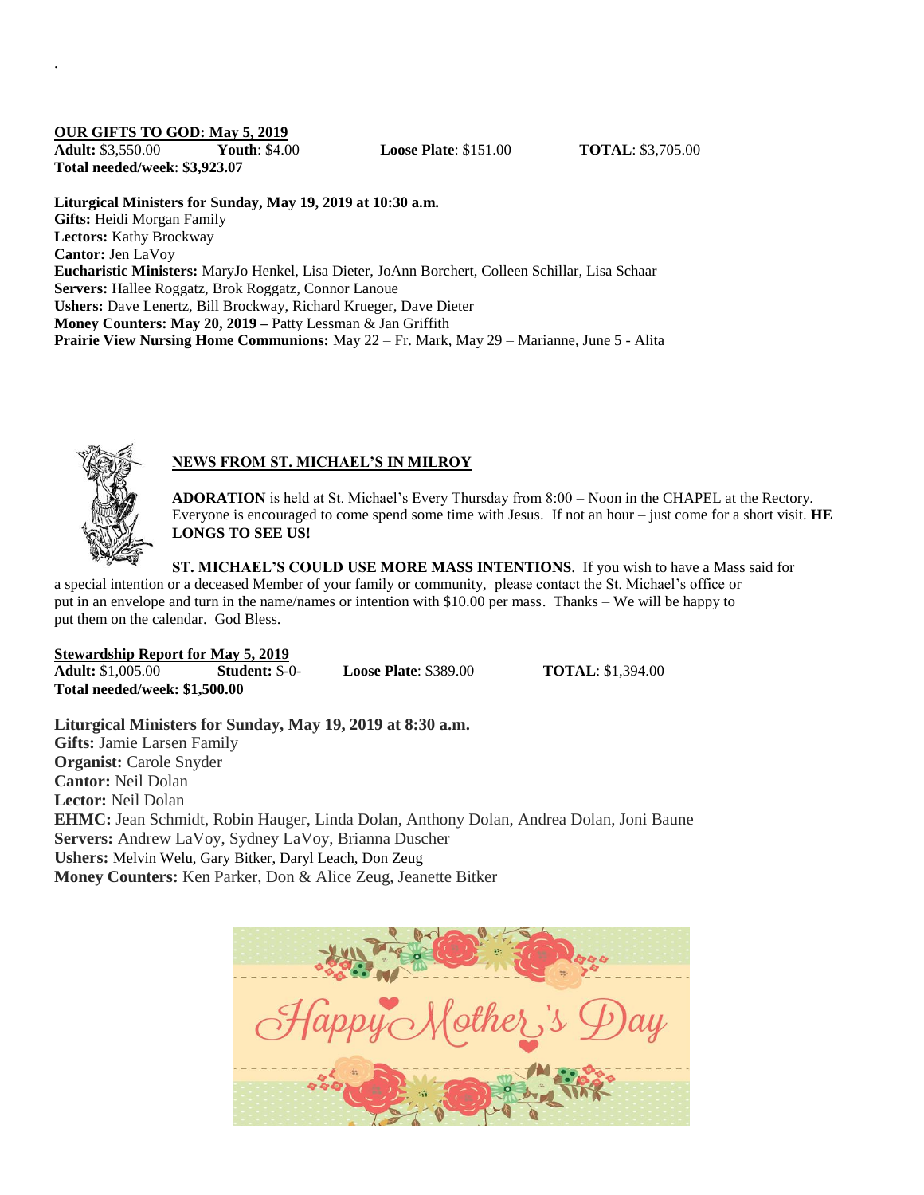**OUR GIFTS TO GOD: May 5, 2019**
**Adult:** $3,550.00 **Youth**: $4.00 **Loose Plate**: $151.00 **TOTAL**: $3,705.00
**Total needed/week**: **$3,923.07**

**Liturgical Ministers for Sunday, May 19, 2019 at 10:30 a.m.**
**Gifts:** Heidi Morgan Family
**Lectors:** Kathy Brockway
**Cantor:** Jen LaVoy
**Eucharistic Ministers:** MaryJo Henkel, Lisa Dieter, JoAnn Borchert, Colleen Schillar, Lisa Schaar
**Servers:** Hallee Roggatz, Brok Roggatz, Connor Lanoue
**Ushers:** Dave Lenertz, Bill Brockway, Richard Krueger, Dave Dieter
**Money Counters: May 20, 2019 –** Patty Lessman & Jan Griffith
**Prairie View Nursing Home Communions:** May 22 – Fr. Mark, May 29 – Marianne, June 5 - Alita

## NEWS FROM ST. MICHAEL'S IN MILROY

**ADORATION** is held at St. Michael's Every Thursday from 8:00 – Noon in the CHAPEL at the Rectory. Everyone is encouraged to come spend some time with Jesus. If not an hour – just come for a short visit. **HE LONGS TO SEE US!**

**ST. MICHAEL'S COULD USE MORE MASS INTENTIONS**. If you wish to have a Mass said for a special intention or a deceased Member of your family or community, please contact the St. Michael's office or put in an envelope and turn in the name/names or intention with $10.00 per mass. Thanks – We will be happy to put them on the calendar. God Bless.

**Stewardship Report for May 5, 2019**
**Adult:** $1,005.00 **Student:** $-0- **Loose Plate**: $389.00 **TOTAL**: $1,394.00
**Total needed/week: $1,500.00**

**Liturgical Ministers for Sunday, May 19, 2019 at 8:30 a.m.**
**Gifts:** Jamie Larsen Family
**Organist:** Carole Snyder
**Cantor:** Neil Dolan
**Lector:** Neil Dolan
**EHMC:** Jean Schmidt, Robin Hauger, Linda Dolan, Anthony Dolan, Andrea Dolan, Joni Baune
**Servers:** Andrew LaVoy, Sydney LaVoy, Brianna Duscher
**Ushers:** Melvin Welu, Gary Bitker, Daryl Leach, Don Zeug
**Money Counters:** Ken Parker, Don & Alice Zeug, Jeanette Bitker

Happy Mother's Day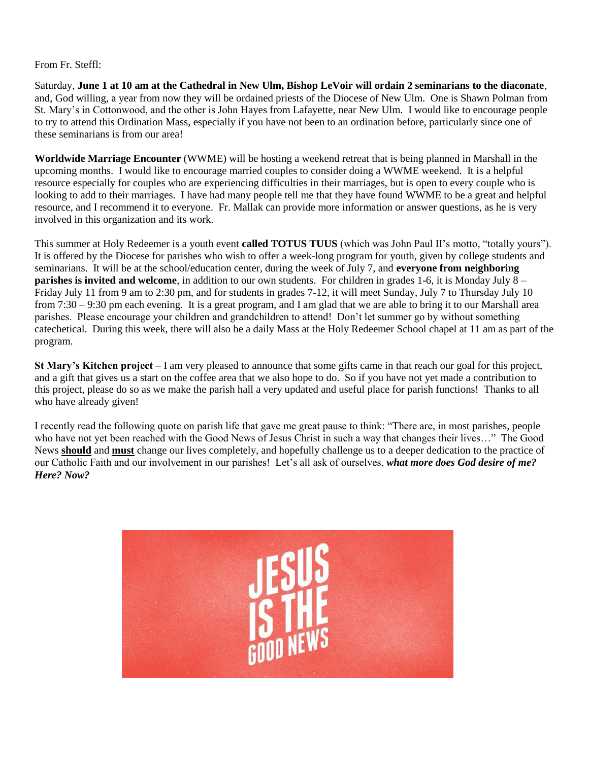From Fr. Steffl:

Saturday, **June 1 at 10 am at the Cathedral in New Ulm, Bishop LeVoir will ordain 2 seminarians to the diaconate**, and, God willing, a year from now they will be ordained priests of the Diocese of New Ulm. One is Shawn Polman from St. Mary's in Cottonwood, and the other is John Hayes from Lafayette, near New Ulm. I would like to encourage people to try to attend this Ordination Mass, especially if you have not been to an ordination before, particularly since one of these seminarians is from our area!

**Worldwide Marriage Encounter** (WWME) will be hosting a weekend retreat that is being planned in Marshall in the upcoming months. I would like to encourage married couples to consider doing a WWME weekend. It is a helpful resource especially for couples who are experiencing difficulties in their marriages, but is open to every couple who is looking to add to their marriages. I have had many people tell me that they have found WWME to be a great and helpful resource, and I recommend it to everyone. Fr. Mallak can provide more information or answer questions, as he is very involved in this organization and its work.

This summer at Holy Redeemer is a youth event **called TOTUS TUUS** (which was John Paul II's motto, "totally yours"). It is offered by the Diocese for parishes who wish to offer a week-long program for youth, given by college students and seminarians. It will be at the school/education center, during the week of July 7, and **everyone from neighboring parishes is invited and welcome**, in addition to our own students. For children in grades 1-6, it is Monday July 8 – Friday July 11 from 9 am to 2:30 pm, and for students in grades 7-12, it will meet Sunday, July 7 to Thursday July 10 from 7:30 – 9:30 pm each evening. It is a great program, and I am glad that we are able to bring it to our Marshall area parishes. Please encourage your children and grandchildren to attend! Don't let summer go by without something catechetical. During this week, there will also be a daily Mass at the Holy Redeemer School chapel at 11 am as part of the program.

**St Mary's Kitchen project** – I am very pleased to announce that some gifts came in that reach our goal for this project, and a gift that gives us a start on the coffee area that we also hope to do. So if you have not yet made a contribution to this project, please do so as we make the parish hall a very updated and useful place for parish functions! Thanks to all who have already given!

I recently read the following quote on parish life that gave me great pause to think: "There are, in most parishes, people who have not yet been reached with the Good News of Jesus Christ in such a way that changes their lives…" The Good News **should** and **must** change our lives completely, and hopefully challenge us to a deeper dedication to the practice of our Catholic Faith and our involvement in our parishes! Let's all ask of ourselves, ***what more does God desire of me? Here? Now?***

JESUS IS THE GOOD NEWS